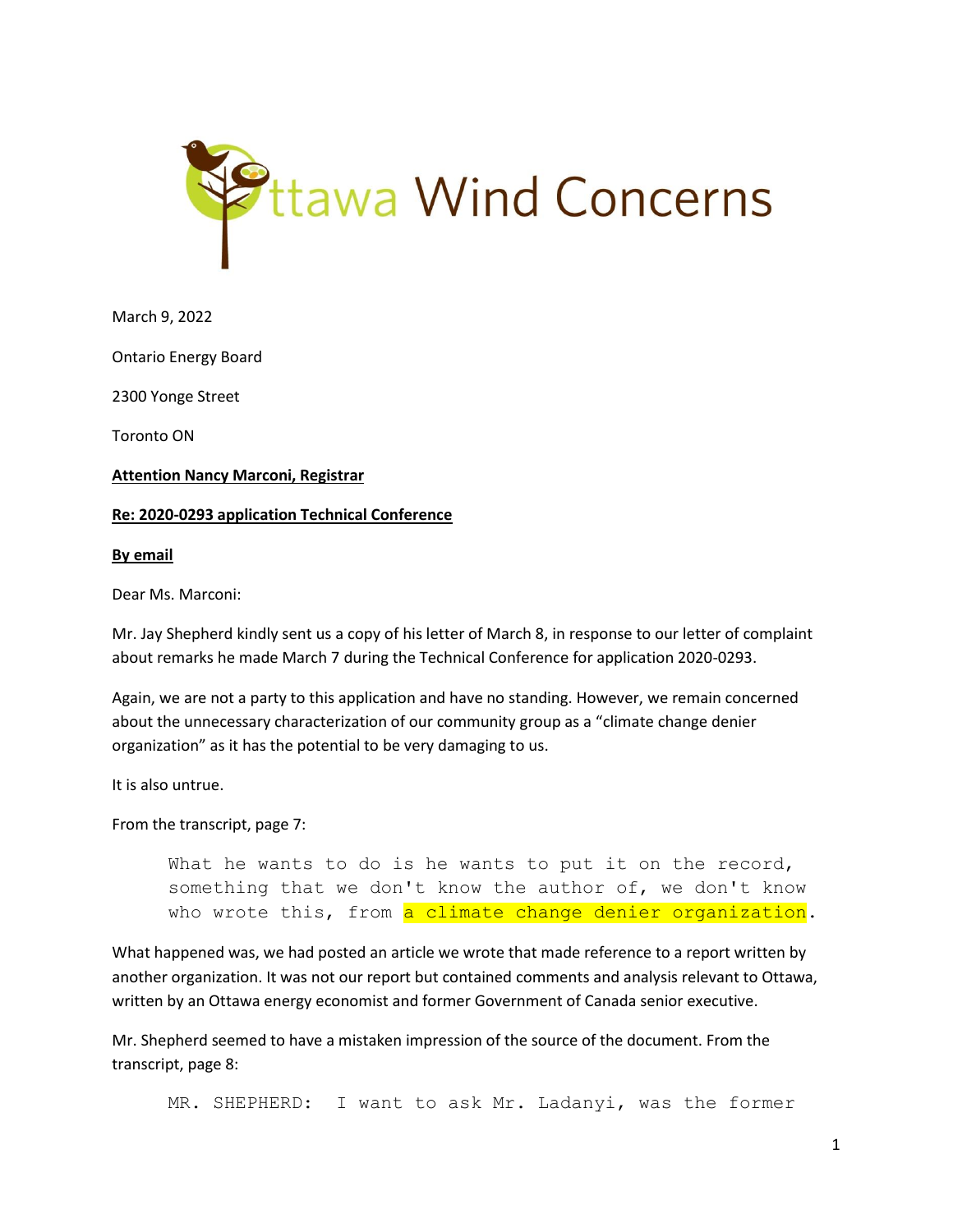Ottawa Wind Concerns

March 9, 2022

Ontario Energy Board

2300 Yonge Street

Toronto ON

**Attention Nancy Marconi, Registrar**

**Re: 2020-0293 application Technical Conference**

**By email**

Dear Ms. Marconi:

Mr. Jay Shepherd kindly sent us a copy of his letter of March 8, in response to our letter of complaint about remarks he made March 7 during the Technical Conference for application 2020-0293.

Again, we are not a party to this application and have no standing. However, we remain concerned about the unnecessary characterization of our community group as a "climate change denier organization" as it has the potential to be very damaging to us.

It is also untrue.

From the transcript, page 7:

> What he wants to do is he wants to put it on the record, something that we don't know the author of, we don't know who wrote this, from a climate change denier organization.

What happened was, we had posted an article we wrote that made reference to a report written by another organization. It was not our report but contained comments and analysis relevant to Ottawa, written by an Ottawa energy economist and former Government of Canada senior executive.

Mr. Shepherd seemed to have a mistaken impression of the source of the document. From the transcript, page 8:

> MR. SHEPHERD: I want to ask Mr. Ladanyi, was the former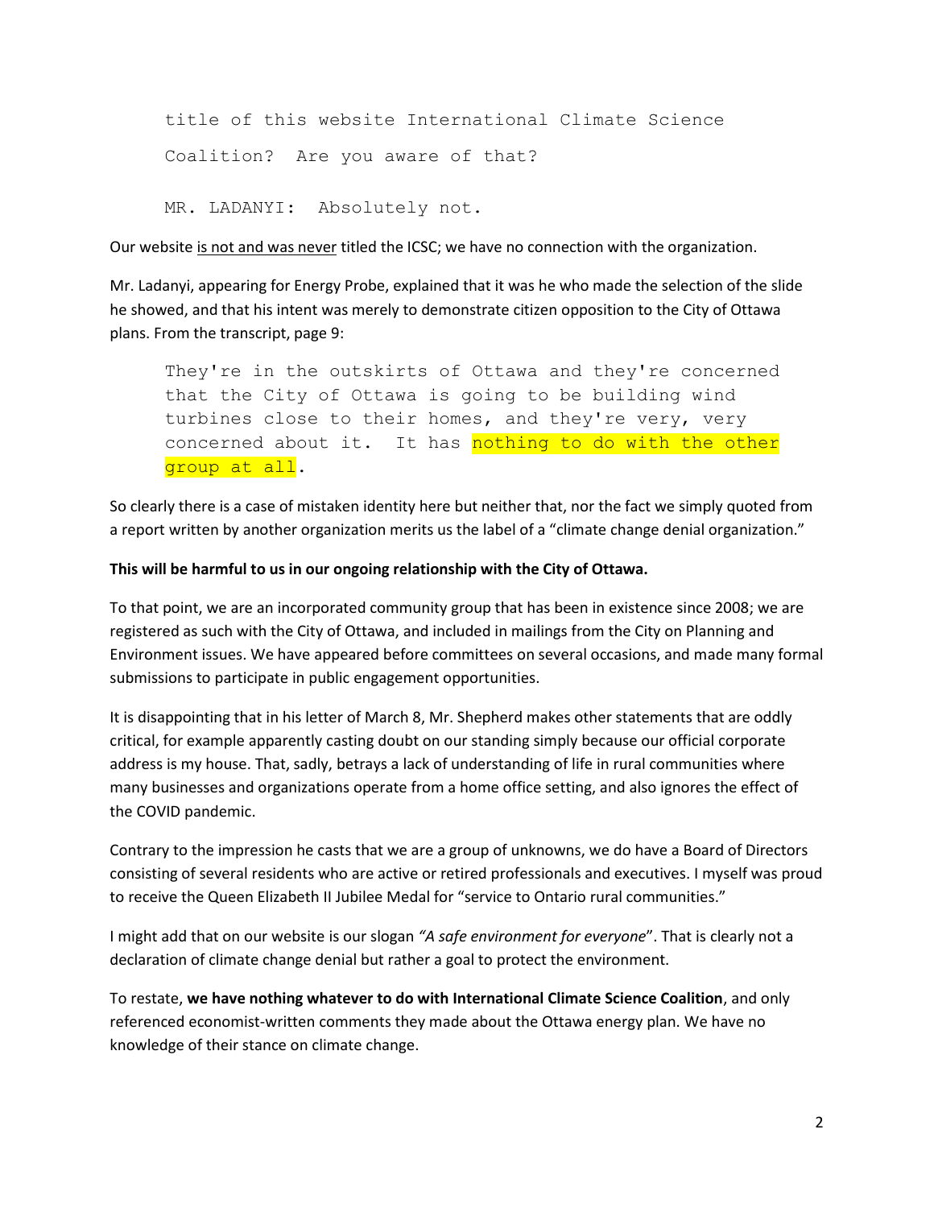```
title of this website International Climate Science
Coalition?  Are you aware of that?

MR. LADANYI:  Absolutely not.
```

Our website is not and was never titled the ICSC; we have no connection with the organization.

Mr. Ladanyi, appearing for Energy Probe, explained that it was he who made the selection of the slide he showed, and that his intent was merely to demonstrate citizen opposition to the City of Ottawa plans. From the transcript, page 9:

```
They're in the outskirts of Ottawa and they're concerned
that the City of Ottawa is going to be building wind
turbines close to their homes, and they're very, very
concerned about it.  It has nothing to do with the other
group at all.
```

So clearly there is a case of mistaken identity here but neither that, nor the fact we simply quoted from a report written by another organization merits us the label of a "climate change denial organization."

**This will be harmful to us in our ongoing relationship with the City of Ottawa.**

To that point, we are an incorporated community group that has been in existence since 2008; we are registered as such with the City of Ottawa, and included in mailings from the City on Planning and Environment issues. We have appeared before committees on several occasions, and made many formal submissions to participate in public engagement opportunities.

It is disappointing that in his letter of March 8, Mr. Shepherd makes other statements that are oddly critical, for example apparently casting doubt on our standing simply because our official corporate address is my house. That, sadly, betrays a lack of understanding of life in rural communities where many businesses and organizations operate from a home office setting, and also ignores the effect of the COVID pandemic.

Contrary to the impression he casts that we are a group of unknowns, we do have a Board of Directors consisting of several residents who are active or retired professionals and executives. I myself was proud to receive the Queen Elizabeth II Jubilee Medal for "service to Ontario rural communities."

I might add that on our website is our slogan *"A safe environment for everyone*". That is clearly not a declaration of climate change denial but rather a goal to protect the environment.

To restate, **we have nothing whatever to do with International Climate Science Coalition**, and only referenced economist-written comments they made about the Ottawa energy plan. We have no knowledge of their stance on climate change.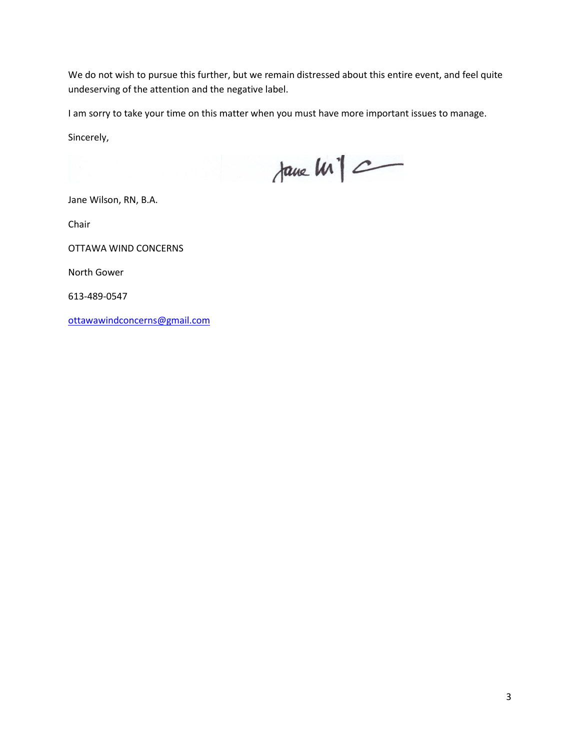We do not wish to pursue this further, but we remain distressed about this entire event, and feel quite undeserving of the attention and the negative label.

I am sorry to take your time on this matter when you must have more important issues to manage.

Sincerely,

Jane Wilson, RN, B.A.

Chair

OTTAWA WIND CONCERNS

North Gower

613-489-0547

ottawawindconcerns@gmail.com